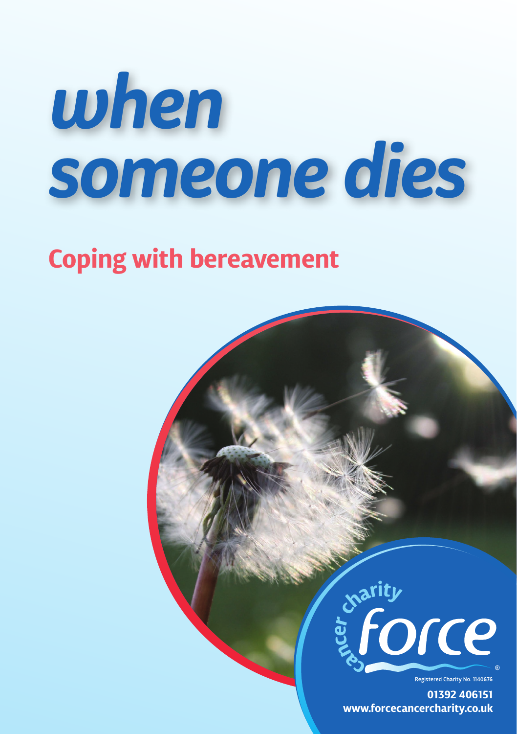# when someone dies

## Coping with bereavement

cancer charity force

Registered Charity No. 1140676

01392 406151

www.forcecancercharity.co.uk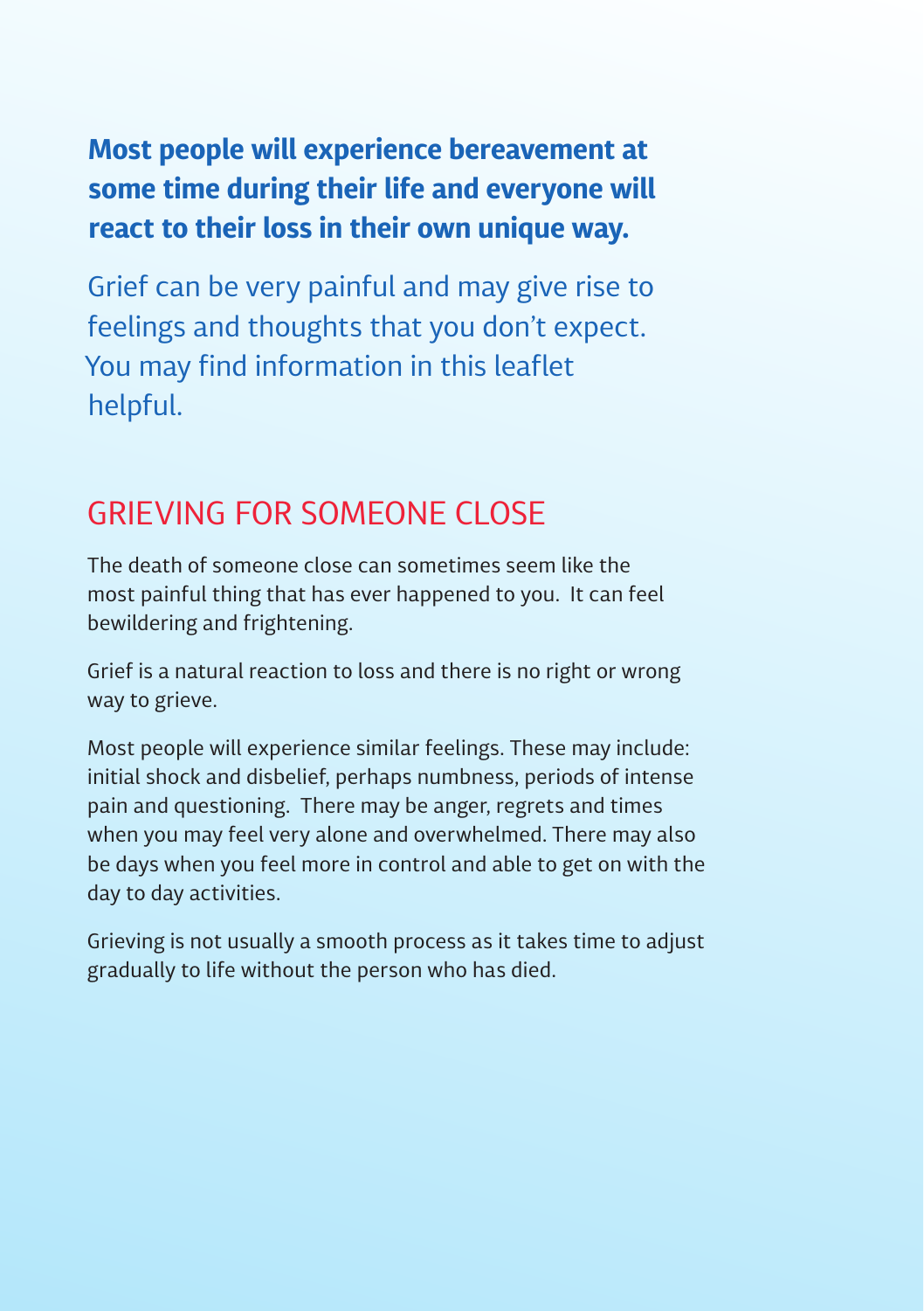**Most people will experience bereavement at some time during their life and everyone will react to their loss in their own unique way.**

Grief can be very painful and may give rise to feelings and thoughts that you don't expect. You may find information in this leaflet helpful.

## GRIEVING FOR SOMEONE CLOSE

The death of someone close can sometimes seem like the most painful thing that has ever happened to you. It can feel bewildering and frightening.

Grief is a natural reaction to loss and there is no right or wrong way to grieve.

Most people will experience similar feelings. These may include: initial shock and disbelief, perhaps numbness, periods of intense pain and questioning. There may be anger, regrets and times when you may feel very alone and overwhelmed. There may also be days when you feel more in control and able to get on with the day to day activities.

Grieving is not usually a smooth process as it takes time to adjust gradually to life without the person who has died.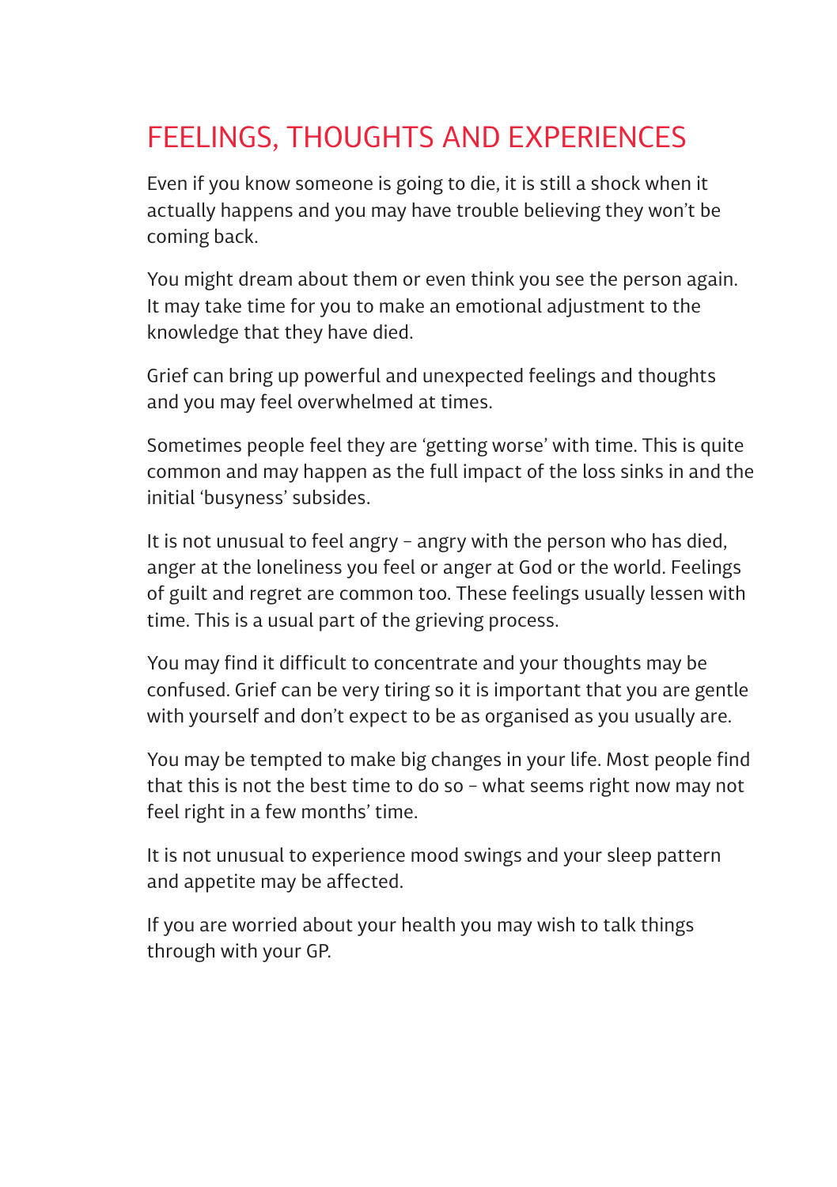# FEELINGS, THOUGHTS AND EXPERIENCES

Even if you know someone is going to die, it is still a shock when it actually happens and you may have trouble believing they won't be coming back.

You might dream about them or even think you see the person again. It may take time for you to make an emotional adjustment to the knowledge that they have died.

Grief can bring up powerful and unexpected feelings and thoughts and you may feel overwhelmed at times.

Sometimes people feel they are 'getting worse' with time. This is quite common and may happen as the full impact of the loss sinks in and the initial 'busyness' subsides.

It is not unusual to feel angry – angry with the person who has died, anger at the loneliness you feel or anger at God or the world. Feelings of guilt and regret are common too. These feelings usually lessen with time. This is a usual part of the grieving process.

You may find it difficult to concentrate and your thoughts may be confused. Grief can be very tiring so it is important that you are gentle with yourself and don't expect to be as organised as you usually are.

You may be tempted to make big changes in your life. Most people find that this is not the best time to do so – what seems right now may not feel right in a few months' time.

It is not unusual to experience mood swings and your sleep pattern and appetite may be affected.

If you are worried about your health you may wish to talk things through with your GP.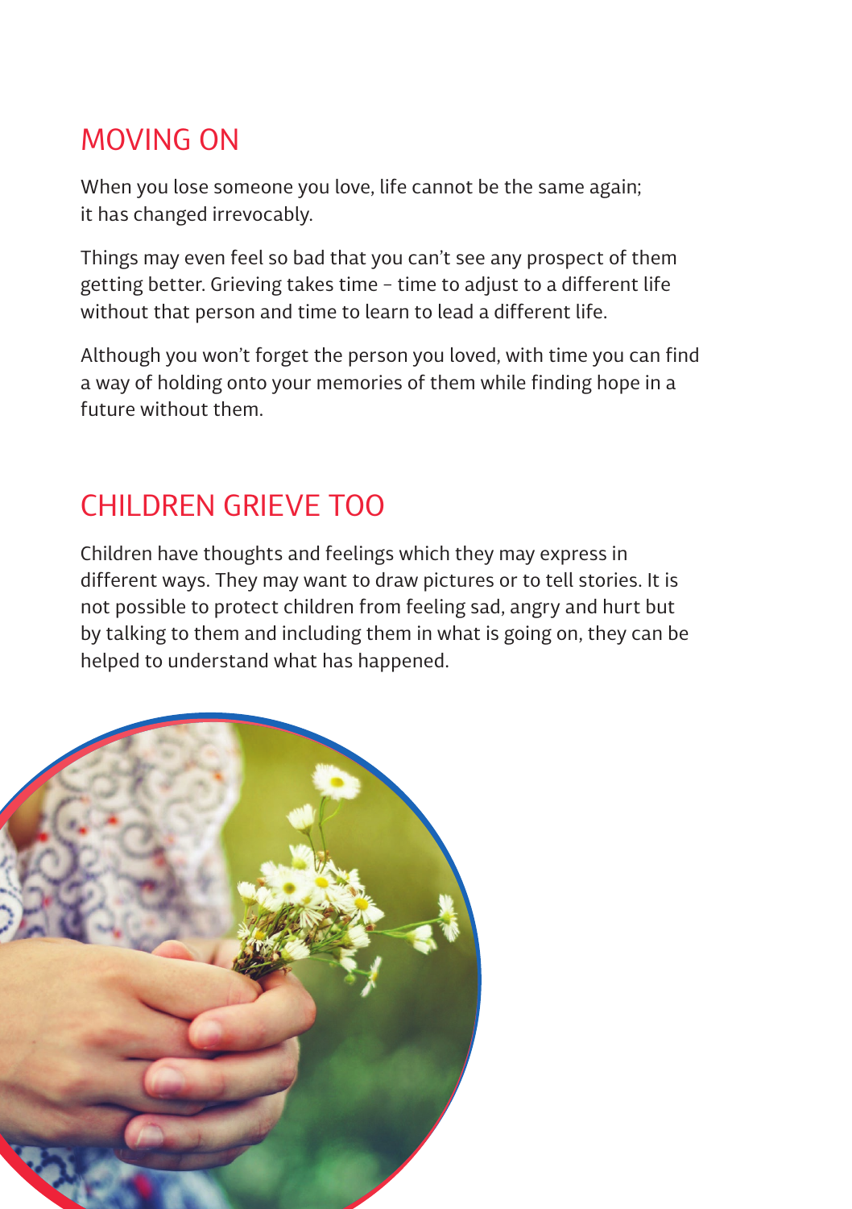## MOVING ON

When you lose someone you love, life cannot be the same again; it has changed irrevocably.

Things may even feel so bad that you can't see any prospect of them getting better. Grieving takes time – time to adjust to a different life without that person and time to learn to lead a different life.

Although you won't forget the person you loved, with time you can find a way of holding onto your memories of them while finding hope in a future without them.

## CHILDREN GRIEVE TOO

Children have thoughts and feelings which they may express in different ways. They may want to draw pictures or to tell stories. It is not possible to protect children from feeling sad, angry and hurt but by talking to them and including them in what is going on, they can be helped to understand what has happened.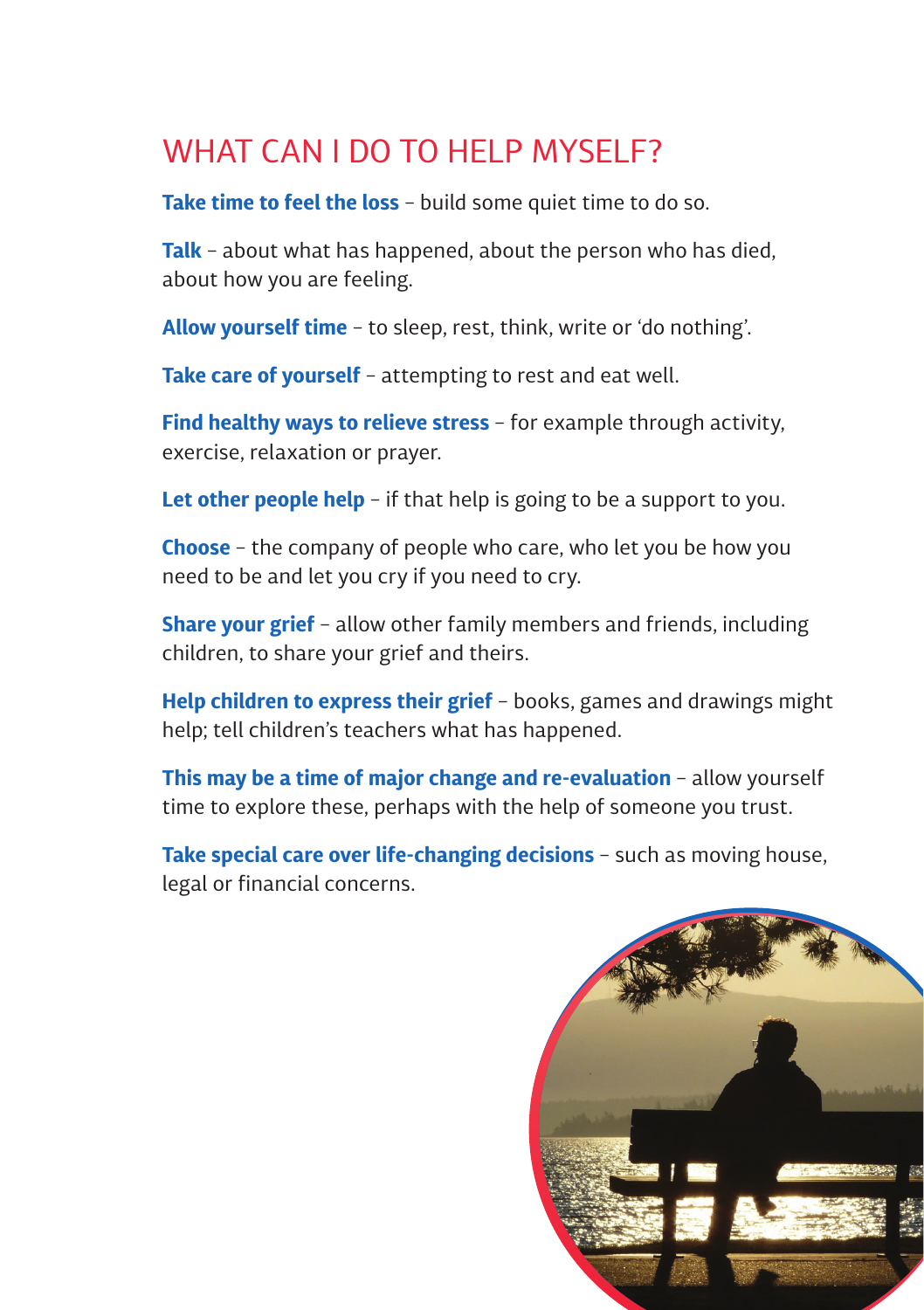# WHAT CAN I DO TO HELP MYSELF?

**Take time to feel the loss** – build some quiet time to do so.

**Talk** – about what has happened, about the person who has died, about how you are feeling.

**Allow yourself time** – to sleep, rest, think, write or 'do nothing'.

**Take care of yourself** – attempting to rest and eat well.

**Find healthy ways to relieve stress** – for example through activity, exercise, relaxation or prayer.

**Let other people help** – if that help is going to be a support to you.

**Choose** – the company of people who care, who let you be how you need to be and let you cry if you need to cry.

**Share your grief** – allow other family members and friends, including children, to share your grief and theirs.

**Help children to express their grief** – books, games and drawings might help; tell children's teachers what has happened.

**This may be a time of major change and re-evaluation** – allow yourself time to explore these, perhaps with the help of someone you trust.

**Take special care over life-changing decisions** – such as moving house, legal or financial concerns.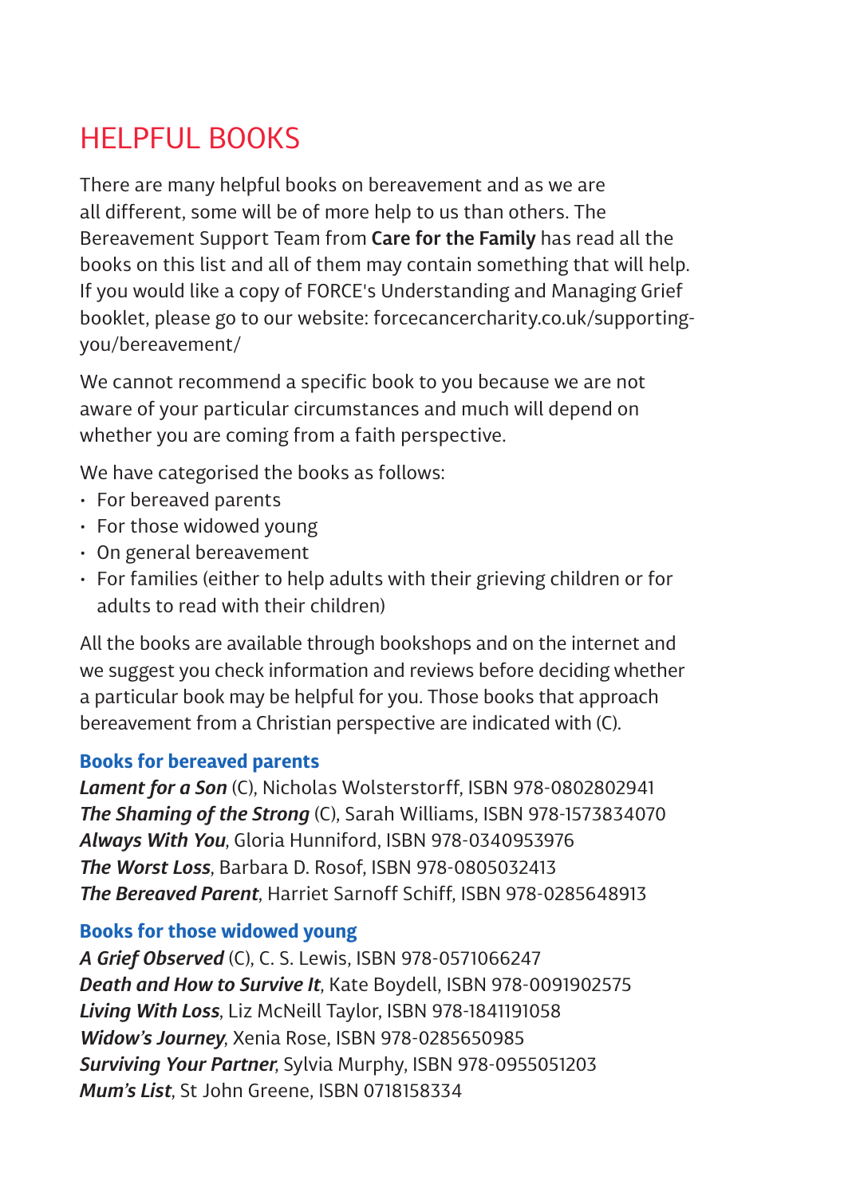# HELPFUL BOOKS

There are many helpful books on bereavement and as we are all different, some will be of more help to us than others. The Bereavement Support Team from **Care for the Family** has read all the books on this list and all of them may contain something that will help. If you would like a copy of FORCE's Understanding and Managing Grief booklet, please go to our website: forcecancercharity.co.uk/supporting-you/bereavement/

We cannot recommend a specific book to you because we are not aware of your particular circumstances and much will depend on whether you are coming from a faith perspective.

We have categorised the books as follows:

- For bereaved parents
- For those widowed young
- On general bereavement
- For families (either to help adults with their grieving children or for adults to read with their children)

All the books are available through bookshops and on the internet and we suggest you check information and reviews before deciding whether a particular book may be helpful for you. Those books that approach bereavement from a Christian perspective are indicated with (C).

### Books for bereaved parents

***Lament for a Son*** (C), Nicholas Wolsterstorff, ISBN 978-0802802941
***The Shaming of the Strong*** (C), Sarah Williams, ISBN 978-1573834070
***Always With You***, Gloria Hunniford, ISBN 978-0340953976
***The Worst Loss***, Barbara D. Rosof, ISBN 978-0805032413
***The Bereaved Parent***, Harriet Sarnoff Schiff, ISBN 978-0285648913

### Books for those widowed young

***A Grief Observed*** (C), C. S. Lewis, ISBN 978-0571066247
***Death and How to Survive It***, Kate Boydell, ISBN 978-0091902575
***Living With Loss***, Liz McNeill Taylor, ISBN 978-1841191058
***Widow's Journey***, Xenia Rose, ISBN 978-0285650985
***Surviving Your Partner***, Sylvia Murphy, ISBN 978-0955051203
***Mum's List***, St John Greene, ISBN 0718158334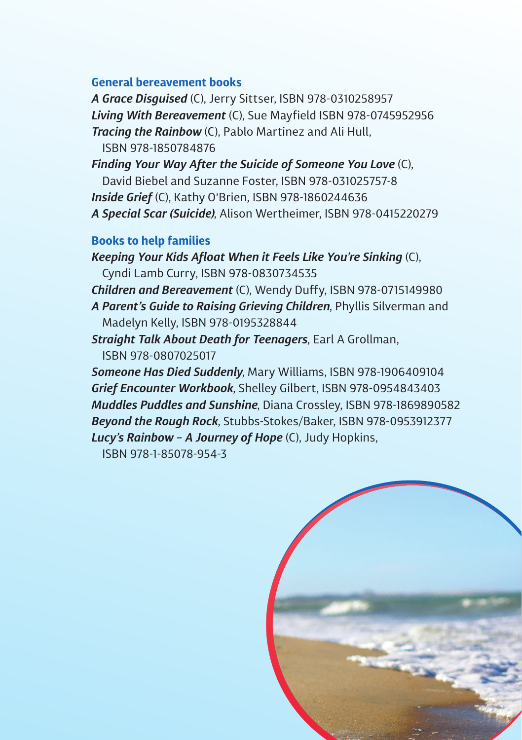## General bereavement books

***A Grace Disguised*** (C), Jerry Sittser, ISBN 978-0310258957
***Living With Bereavement*** (C), Sue Mayfield ISBN 978-0745952956
***Tracing the Rainbow*** (C), Pablo Martinez and Ali Hull, ISBN 978-1850784876
***Finding Your Way After the Suicide of Someone You Love*** (C), David Biebel and Suzanne Foster, ISBN 978-031025757-8
***Inside Grief*** (C), Kathy O'Brien, ISBN 978-1860244636
***A Special Scar (Suicide)***, Alison Wertheimer, ISBN 978-0415220279

## Books to help families

***Keeping Your Kids Afloat When it Feels Like You're Sinking*** (C), Cyndi Lamb Curry, ISBN 978-0830734535
***Children and Bereavement*** (C), Wendy Duffy, ISBN 978-0715149980
***A Parent's Guide to Raising Grieving Children***, Phyllis Silverman and Madelyn Kelly, ISBN 978-0195328844
***Straight Talk About Death for Teenagers***, Earl A Grollman, ISBN 978-0807025017
***Someone Has Died Suddenly***, Mary Williams, ISBN 978-1906409104
***Grief Encounter Workbook***, Shelley Gilbert, ISBN 978-0954843403
***Muddles Puddles and Sunshine***, Diana Crossley, ISBN 978-1869890582
***Beyond the Rough Rock***, Stubbs-Stokes/Baker, ISBN 978-0953912377
***Lucy's Rainbow – A Journey of Hope*** (C), Judy Hopkins, ISBN 978-1-85078-954-3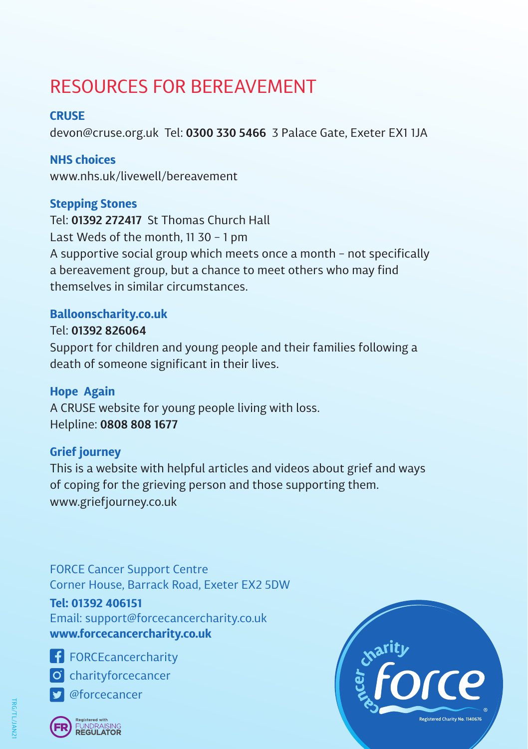# RESOURCES FOR BEREAVEMENT

**CRUSE**
devon@cruse.org.uk Tel: **0300 330 5466** 3 Palace Gate, Exeter EX1 1JA

**NHS choices**
www.nhs.uk/livewell/bereavement

**Stepping Stones**
Tel: **01392 272417** St Thomas Church Hall
Last Weds of the month, 11 30 – 1 pm
A supportive social group which meets once a month – not specifically a bereavement group, but a chance to meet others who may find themselves in similar circumstances.

**Balloonscharity.co.uk**
Tel: **01392 826064**
Support for children and young people and their families following a death of someone significant in their lives.

**Hope Again**
A CRUSE website for young people living with loss.
Helpline: **0808 808 1677**

**Grief journey**
This is a website with helpful articles and videos about grief and ways of coping for the grieving person and those supporting them.
www.griefjourney.co.uk

FORCE Cancer Support Centre
Corner House, Barrack Road, Exeter EX2 5DW
**Tel: 01392 406151**
Email: support@forcecancercharity.co.uk
**www.forcecancercharity.co.uk**

FORCEcancercharity
charityforcecancer
@forcecancer

Registered with FUNDRAISING REGULATOR

cancer charity force
Registered Charity No. 1140676

TRG/TL/JAN21